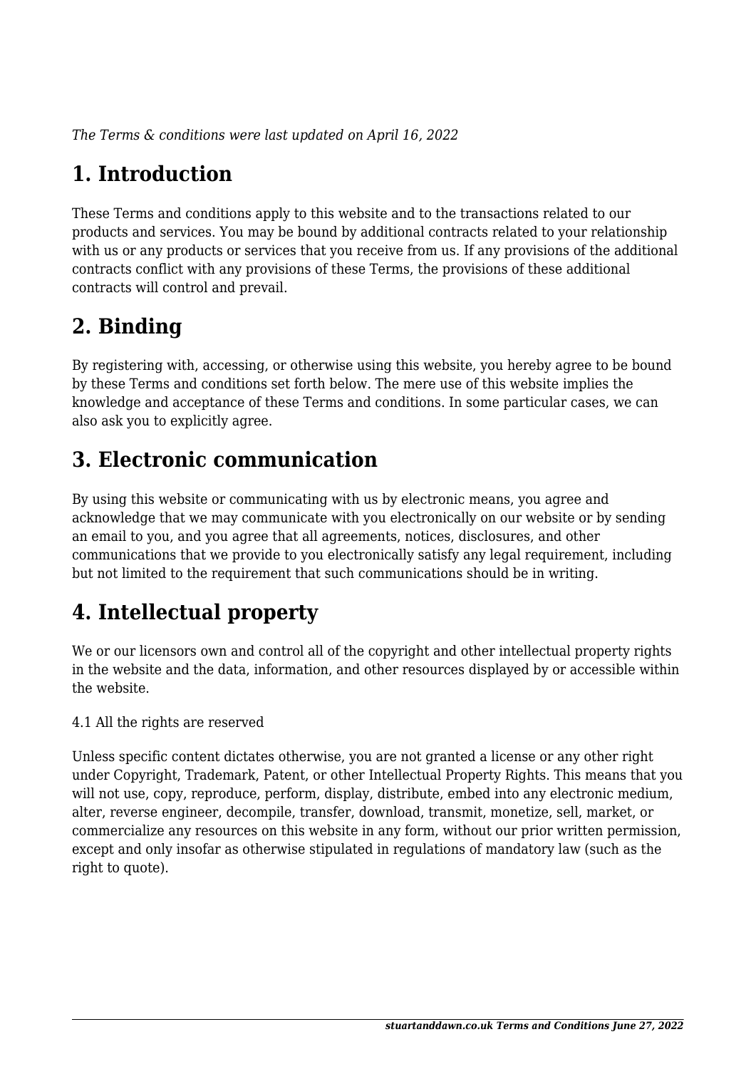*The Terms & conditions were last updated on April 16, 2022*

# 1. Introduction

These Terms and conditions apply to this website and to the transactions related to our products and services. You may be bound by additional contracts related to your relationship with us or any products or services that you receive from us. If any provisions of the additional contracts conflict with any provisions of these Terms, the provisions of these additional contracts will control and prevail.

# 2. Binding

By registering with, accessing, or otherwise using this website, you hereby agree to be bound by these Terms and conditions set forth below. The mere use of this website implies the knowledge and acceptance of these Terms and conditions. In some particular cases, we can also ask you to explicitly agree.

# 3. Electronic communication

By using this website or communicating with us by electronic means, you agree and acknowledge that we may communicate with you electronically on our website or by sending an email to you, and you agree that all agreements, notices, disclosures, and other communications that we provide to you electronically satisfy any legal requirement, including but not limited to the requirement that such communications should be in writing.

# 4. Intellectual property

We or our licensors own and control all of the copyright and other intellectual property rights in the website and the data, information, and other resources displayed by or accessible within the website.

4.1 All the rights are reserved

Unless specific content dictates otherwise, you are not granted a license or any other right under Copyright, Trademark, Patent, or other Intellectual Property Rights. This means that you will not use, copy, reproduce, perform, display, distribute, embed into any electronic medium, alter, reverse engineer, decompile, transfer, download, transmit, monetize, sell, market, or commercialize any resources on this website in any form, without our prior written permission, except and only insofar as otherwise stipulated in regulations of mandatory law (such as the right to quote).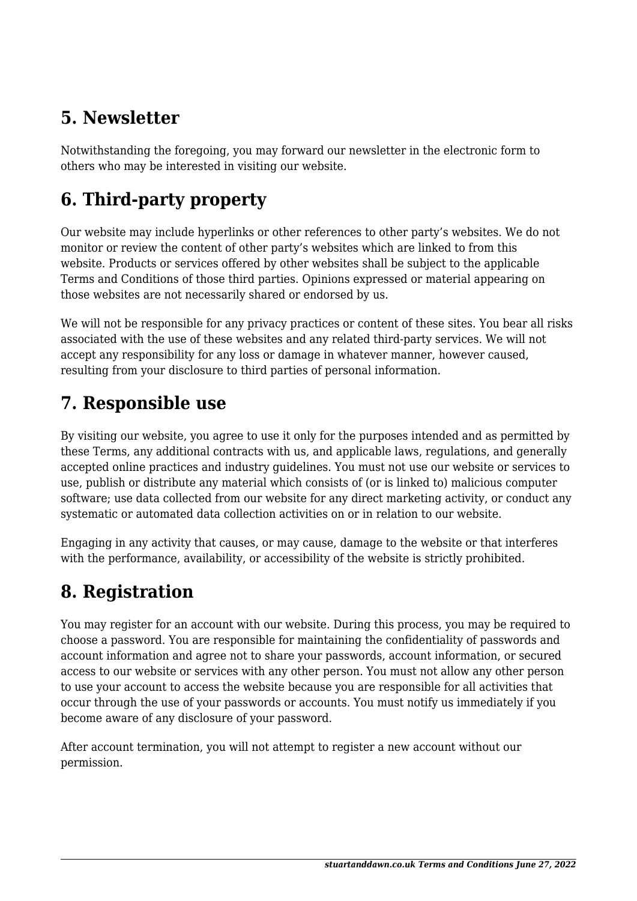## 5. Newsletter

Notwithstanding the foregoing, you may forward our newsletter in the electronic form to others who may be interested in visiting our website.

## 6. Third-party property

Our website may include hyperlinks or other references to other party's websites. We do not monitor or review the content of other party's websites which are linked to from this website. Products or services offered by other websites shall be subject to the applicable Terms and Conditions of those third parties. Opinions expressed or material appearing on those websites are not necessarily shared or endorsed by us.

We will not be responsible for any privacy practices or content of these sites. You bear all risks associated with the use of these websites and any related third-party services. We will not accept any responsibility for any loss or damage in whatever manner, however caused, resulting from your disclosure to third parties of personal information.

## 7. Responsible use

By visiting our website, you agree to use it only for the purposes intended and as permitted by these Terms, any additional contracts with us, and applicable laws, regulations, and generally accepted online practices and industry guidelines. You must not use our website or services to use, publish or distribute any material which consists of (or is linked to) malicious computer software; use data collected from our website for any direct marketing activity, or conduct any systematic or automated data collection activities on or in relation to our website.

Engaging in any activity that causes, or may cause, damage to the website or that interferes with the performance, availability, or accessibility of the website is strictly prohibited.

## 8. Registration

You may register for an account with our website. During this process, you may be required to choose a password. You are responsible for maintaining the confidentiality of passwords and account information and agree not to share your passwords, account information, or secured access to our website or services with any other person. You must not allow any other person to use your account to access the website because you are responsible for all activities that occur through the use of your passwords or accounts. You must notify us immediately if you become aware of any disclosure of your password.

After account termination, you will not attempt to register a new account without our permission.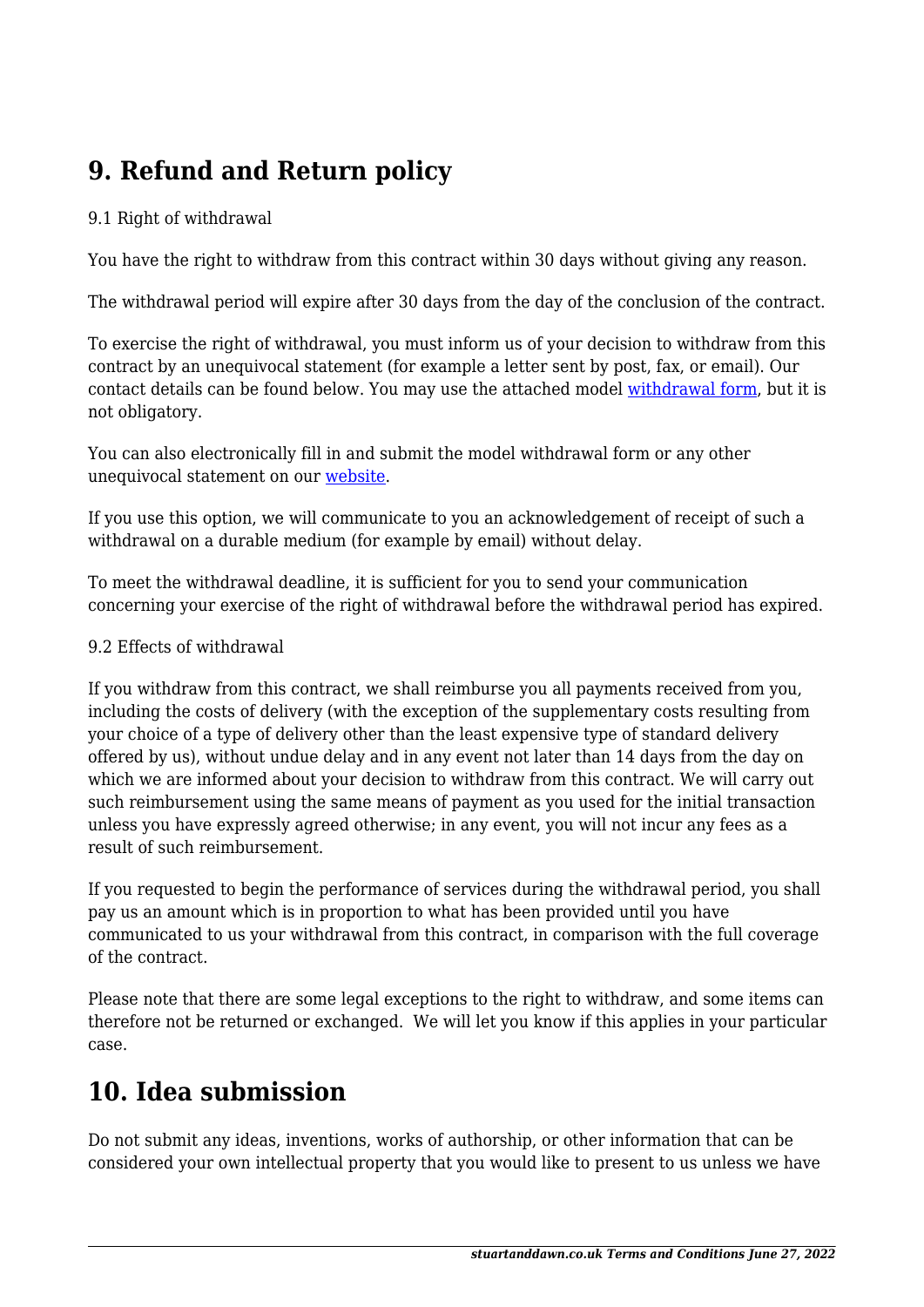## 9. Refund and Return policy

9.1 Right of withdrawal

You have the right to withdraw from this contract within 30 days without giving any reason.

The withdrawal period will expire after 30 days from the day of the conclusion of the contract.

To exercise the right of withdrawal, you must inform us of your decision to withdraw from this contract by an unequivocal statement (for example a letter sent by post, fax, or email). Our contact details can be found below. You may use the attached model [withdrawal form](), but it is not obligatory.

You can also electronically fill in and submit the model withdrawal form or any other unequivocal statement on our [website]().

If you use this option, we will communicate to you an acknowledgement of receipt of such a withdrawal on a durable medium (for example by email) without delay.

To meet the withdrawal deadline, it is sufficient for you to send your communication concerning your exercise of the right of withdrawal before the withdrawal period has expired.

9.2 Effects of withdrawal

If you withdraw from this contract, we shall reimburse you all payments received from you, including the costs of delivery (with the exception of the supplementary costs resulting from your choice of a type of delivery other than the least expensive type of standard delivery offered by us), without undue delay and in any event not later than 14 days from the day on which we are informed about your decision to withdraw from this contract. We will carry out such reimbursement using the same means of payment as you used for the initial transaction unless you have expressly agreed otherwise; in any event, you will not incur any fees as a result of such reimbursement.

If you requested to begin the performance of services during the withdrawal period, you shall pay us an amount which is in proportion to what has been provided until you have communicated to us your withdrawal from this contract, in comparison with the full coverage of the contract.

Please note that there are some legal exceptions to the right to withdraw, and some items can therefore not be returned or exchanged. We will let you know if this applies in your particular case.

## 10. Idea submission

Do not submit any ideas, inventions, works of authorship, or other information that can be considered your own intellectual property that you would like to present to us unless we have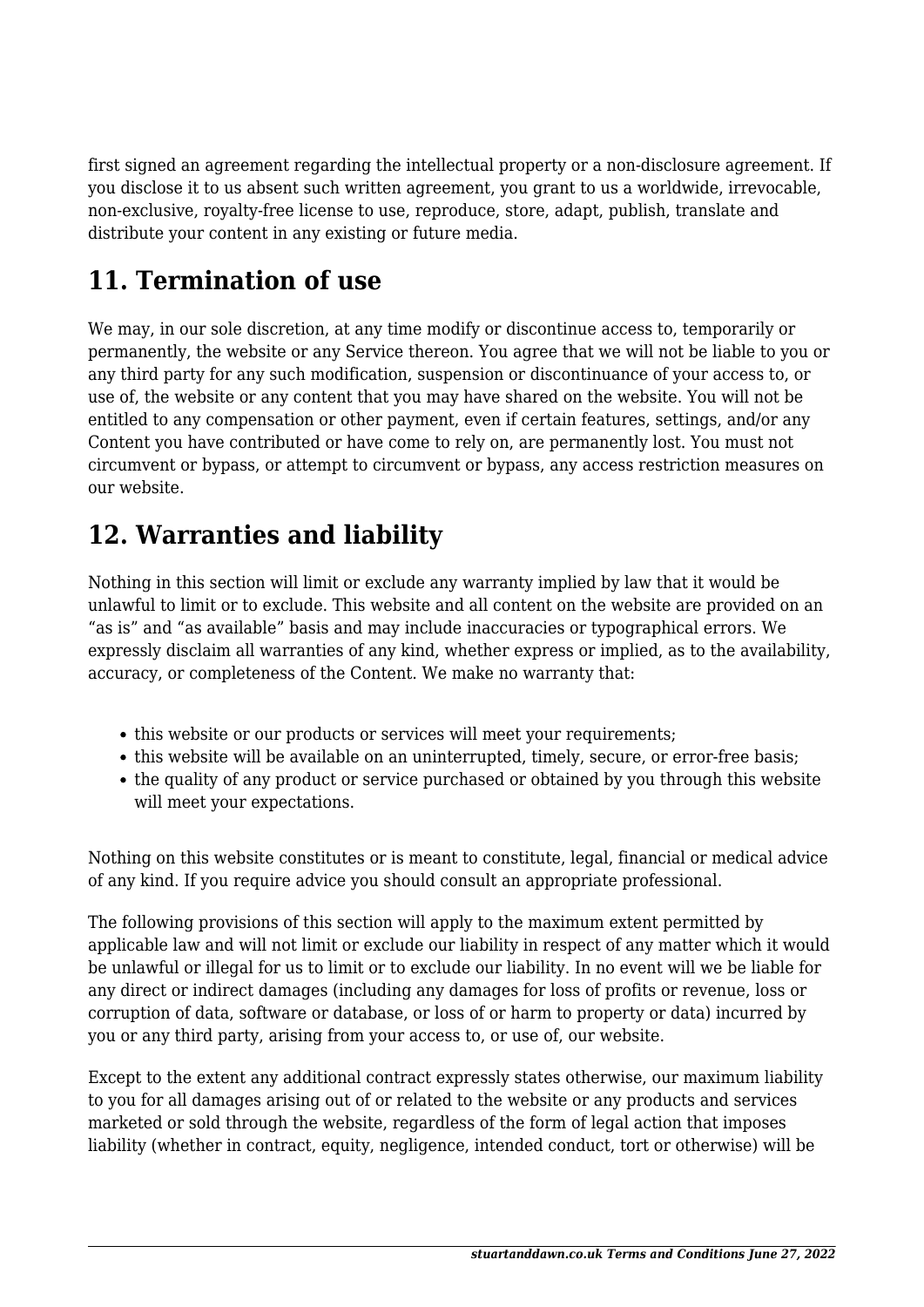first signed an agreement regarding the intellectual property or a non-disclosure agreement. If you disclose it to us absent such written agreement, you grant to us a worldwide, irrevocable, non-exclusive, royalty-free license to use, reproduce, store, adapt, publish, translate and distribute your content in any existing or future media.

## 11. Termination of use

We may, in our sole discretion, at any time modify or discontinue access to, temporarily or permanently, the website or any Service thereon. You agree that we will not be liable to you or any third party for any such modification, suspension or discontinuance of your access to, or use of, the website or any content that you may have shared on the website. You will not be entitled to any compensation or other payment, even if certain features, settings, and/or any Content you have contributed or have come to rely on, are permanently lost. You must not circumvent or bypass, or attempt to circumvent or bypass, any access restriction measures on our website.

## 12. Warranties and liability

Nothing in this section will limit or exclude any warranty implied by law that it would be unlawful to limit or to exclude. This website and all content on the website are provided on an "as is" and "as available" basis and may include inaccuracies or typographical errors. We expressly disclaim all warranties of any kind, whether express or implied, as to the availability, accuracy, or completeness of the Content. We make no warranty that:

- this website or our products or services will meet your requirements;
- this website will be available on an uninterrupted, timely, secure, or error-free basis;
- the quality of any product or service purchased or obtained by you through this website will meet your expectations.

Nothing on this website constitutes or is meant to constitute, legal, financial or medical advice of any kind. If you require advice you should consult an appropriate professional.

The following provisions of this section will apply to the maximum extent permitted by applicable law and will not limit or exclude our liability in respect of any matter which it would be unlawful or illegal for us to limit or to exclude our liability. In no event will we be liable for any direct or indirect damages (including any damages for loss of profits or revenue, loss or corruption of data, software or database, or loss of or harm to property or data) incurred by you or any third party, arising from your access to, or use of, our website.

Except to the extent any additional contract expressly states otherwise, our maximum liability to you for all damages arising out of or related to the website or any products and services marketed or sold through the website, regardless of the form of legal action that imposes liability (whether in contract, equity, negligence, intended conduct, tort or otherwise) will be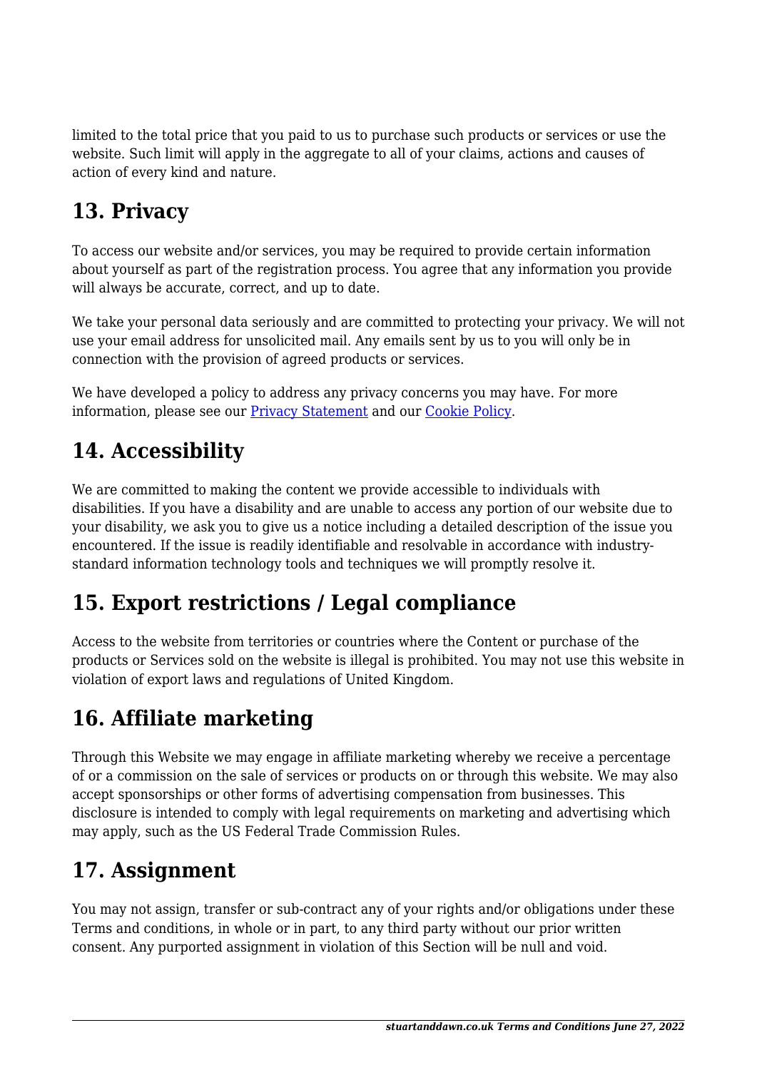limited to the total price that you paid to us to purchase such products or services or use the website. Such limit will apply in the aggregate to all of your claims, actions and causes of action of every kind and nature.

## 13. Privacy

To access our website and/or services, you may be required to provide certain information about yourself as part of the registration process. You agree that any information you provide will always be accurate, correct, and up to date.

We take your personal data seriously and are committed to protecting your privacy. We will not use your email address for unsolicited mail. Any emails sent by us to you will only be in connection with the provision of agreed products or services.

We have developed a policy to address any privacy concerns you may have. For more information, please see our [Privacy Statement] and our [Cookie Policy].

## 14. Accessibility

We are committed to making the content we provide accessible to individuals with disabilities. If you have a disability and are unable to access any portion of our website due to your disability, we ask you to give us a notice including a detailed description of the issue you encountered. If the issue is readily identifiable and resolvable in accordance with industry-standard information technology tools and techniques we will promptly resolve it.

## 15. Export restrictions / Legal compliance

Access to the website from territories or countries where the Content or purchase of the products or Services sold on the website is illegal is prohibited. You may not use this website in violation of export laws and regulations of United Kingdom.

## 16. Affiliate marketing

Through this Website we may engage in affiliate marketing whereby we receive a percentage of or a commission on the sale of services or products on or through this website. We may also accept sponsorships or other forms of advertising compensation from businesses. This disclosure is intended to comply with legal requirements on marketing and advertising which may apply, such as the US Federal Trade Commission Rules.

## 17. Assignment

You may not assign, transfer or sub-contract any of your rights and/or obligations under these Terms and conditions, in whole or in part, to any third party without our prior written consent. Any purported assignment in violation of this Section will be null and void.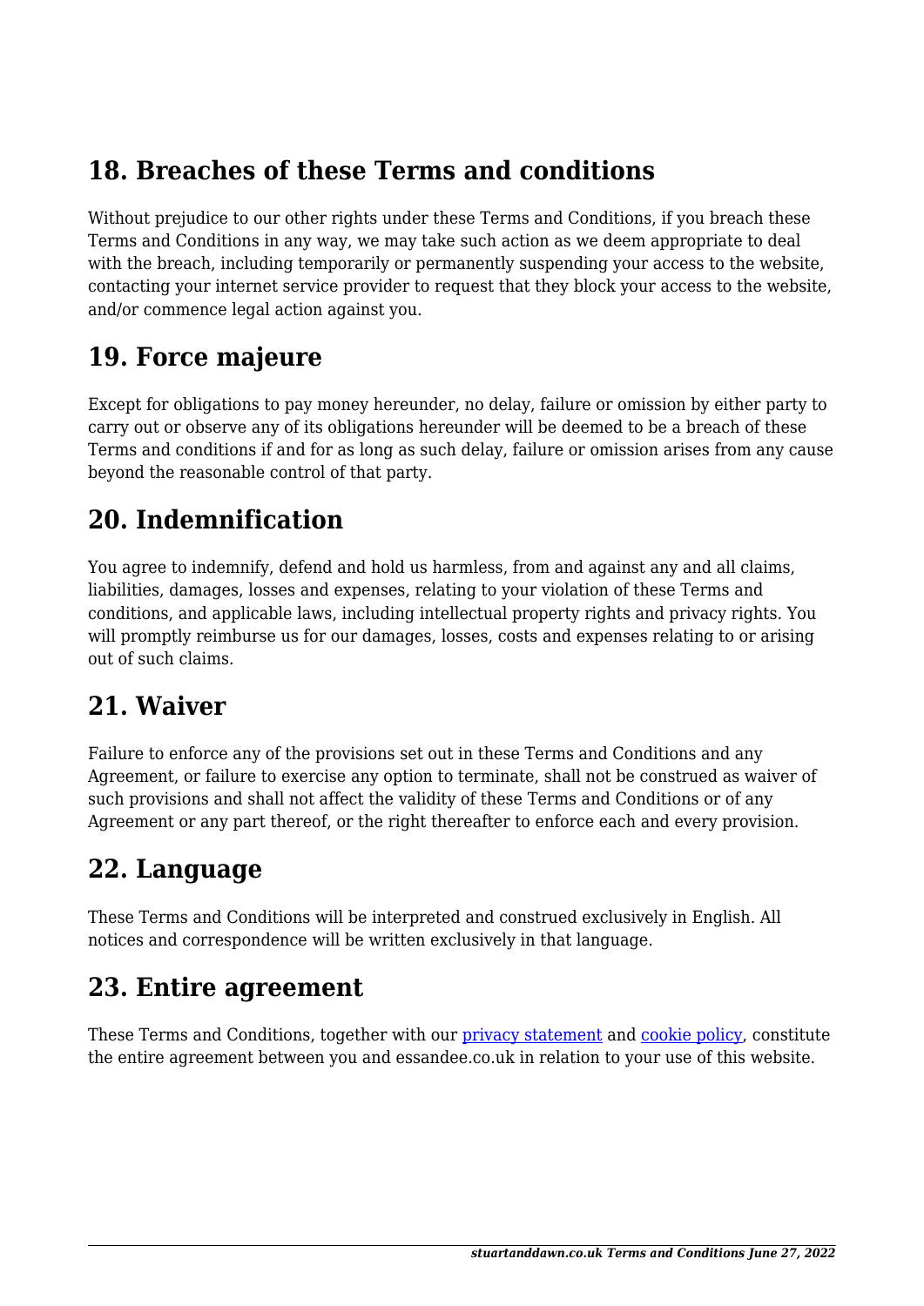## 18. Breaches of these Terms and conditions

Without prejudice to our other rights under these Terms and Conditions, if you breach these Terms and Conditions in any way, we may take such action as we deem appropriate to deal with the breach, including temporarily or permanently suspending your access to the website, contacting your internet service provider to request that they block your access to the website, and/or commence legal action against you.

## 19. Force majeure

Except for obligations to pay money hereunder, no delay, failure or omission by either party to carry out or observe any of its obligations hereunder will be deemed to be a breach of these Terms and conditions if and for as long as such delay, failure or omission arises from any cause beyond the reasonable control of that party.

## 20. Indemnification

You agree to indemnify, defend and hold us harmless, from and against any and all claims, liabilities, damages, losses and expenses, relating to your violation of these Terms and conditions, and applicable laws, including intellectual property rights and privacy rights. You will promptly reimburse us for our damages, losses, costs and expenses relating to or arising out of such claims.

## 21. Waiver

Failure to enforce any of the provisions set out in these Terms and Conditions and any Agreement, or failure to exercise any option to terminate, shall not be construed as waiver of such provisions and shall not affect the validity of these Terms and Conditions or of any Agreement or any part thereof, or the right thereafter to enforce each and every provision.

## 22. Language

These Terms and Conditions will be interpreted and construed exclusively in English. All notices and correspondence will be written exclusively in that language.

## 23. Entire agreement

These Terms and Conditions, together with our privacy statement and cookie policy, constitute the entire agreement between you and essandee.co.uk in relation to your use of this website.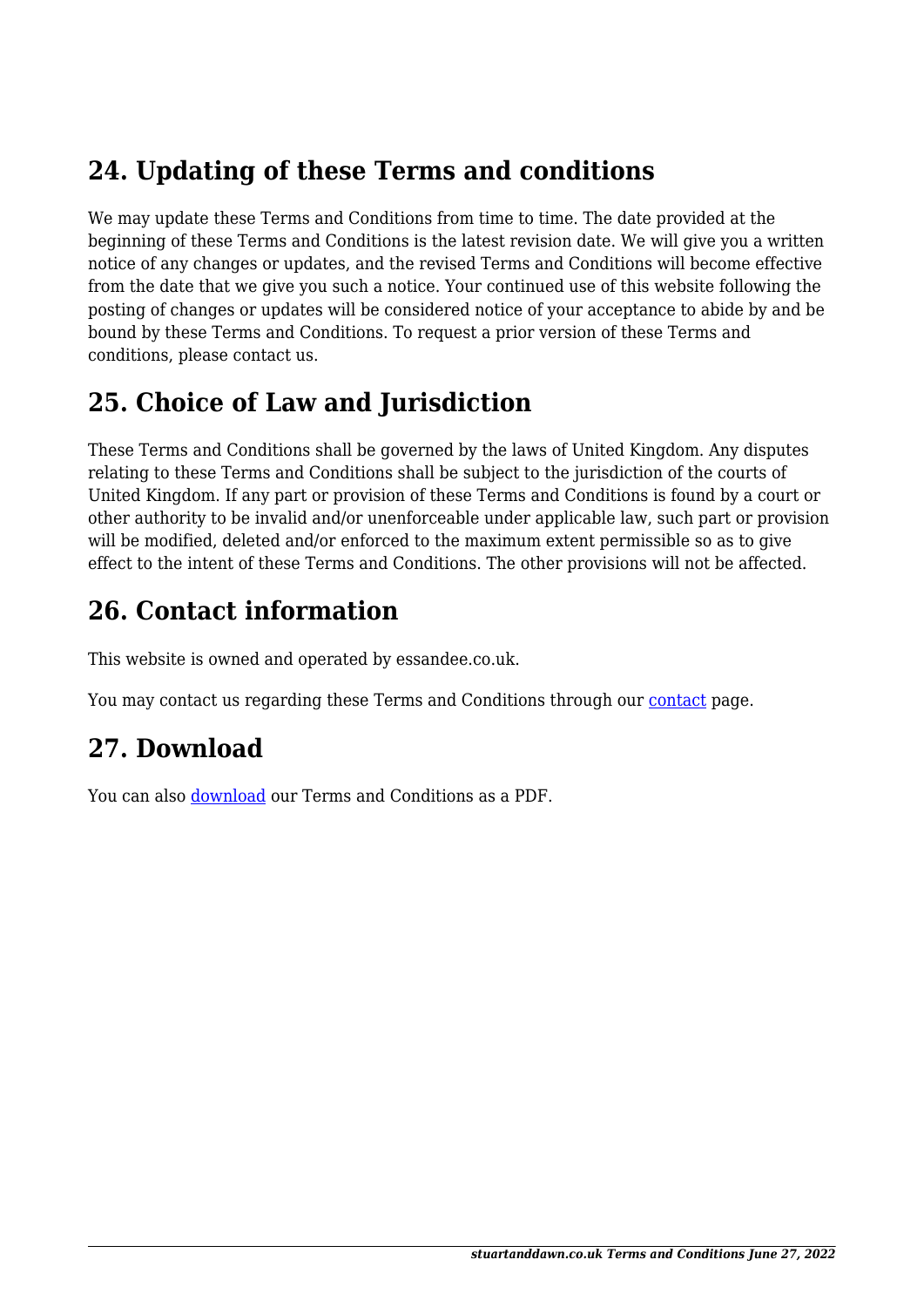## 24. Updating of these Terms and conditions

We may update these Terms and Conditions from time to time. The date provided at the beginning of these Terms and Conditions is the latest revision date. We will give you a written notice of any changes or updates, and the revised Terms and Conditions will become effective from the date that we give you such a notice. Your continued use of this website following the posting of changes or updates will be considered notice of your acceptance to abide by and be bound by these Terms and Conditions. To request a prior version of these Terms and conditions, please contact us.

## 25. Choice of Law and Jurisdiction

These Terms and Conditions shall be governed by the laws of United Kingdom. Any disputes relating to these Terms and Conditions shall be subject to the jurisdiction of the courts of United Kingdom. If any part or provision of these Terms and Conditions is found by a court or other authority to be invalid and/or unenforceable under applicable law, such part or provision will be modified, deleted and/or enforced to the maximum extent permissible so as to give effect to the intent of these Terms and Conditions. The other provisions will not be affected.

## 26. Contact information

This website is owned and operated by essandee.co.uk.

You may contact us regarding these Terms and Conditions through our contact page.

## 27. Download

You can also download our Terms and Conditions as a PDF.